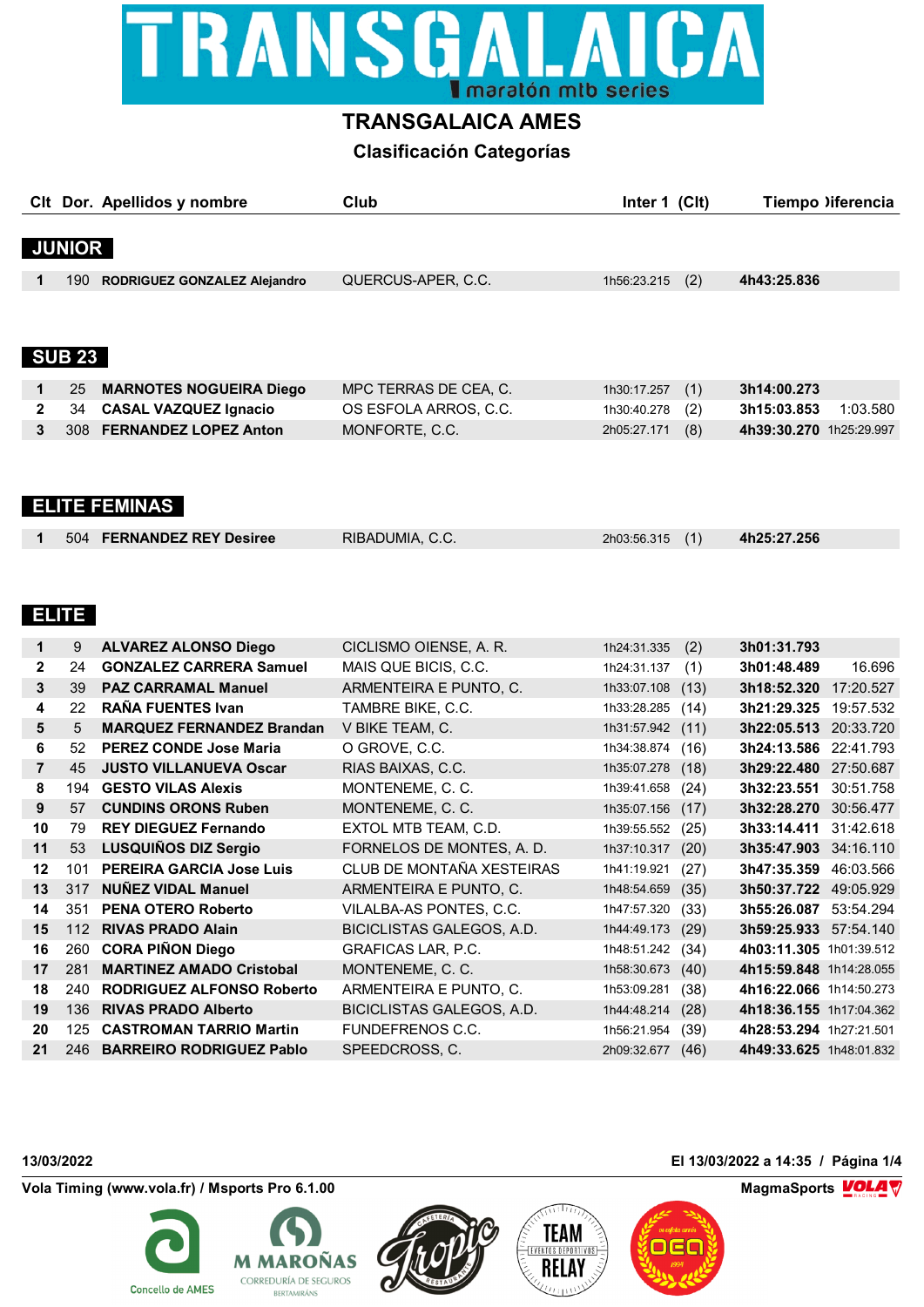# TRANSGALAICA

maratón mtb series

## TRANSGALAICA AMES

### Clasificación Categorías

### JUNIOR

| Clt | Dor. | Apellidos y nombre | Club | Inter 1 | (Clt) | Tiempo | Diferencia |
|---|---|---|---|---|---|---|---|
| 1 | 190 | **RODRIGUEZ GONZALEZ Alejandro** | QUERCUS-APER, C.C. | 1h56:23.215 | (2) | **4h43:25.836** | |

### SUB 23

| Clt | Dor. | Apellidos y nombre | Club | Inter 1 | (Clt) | Tiempo | Diferencia |
|---|---|---|---|---|---|---|---|
| 1 | 25 | **MARNOTES NOGUEIRA Diego** | MPC TERRAS DE CEA, C. | 1h30:17.257 | (1) | **3h14:00.273** | |
| 2 | 34 | **CASAL VAZQUEZ Ignacio** | OS ESFOLA ARROS, C.C. | 1h30:40.278 | (2) | **3h15:03.853** | 1:03.580 |
| 3 | 308 | **FERNANDEZ LOPEZ Anton** | MONFORTE, C.C. | 2h05:27.171 | (8) | **4h39:30.270** | 1h25:29.997 |

### ELITE FEMINAS

| Clt | Dor. | Apellidos y nombre | Club | Inter 1 | (Clt) | Tiempo | Diferencia |
|---|---|---|---|---|---|---|---|
| 1 | 504 | **FERNANDEZ REY Desiree** | RIBADUMIA, C.C. | 2h03:56.315 | (1) | **4h25:27.256** | |

### ELITE

| Clt | Dor. | Apellidos y nombre | Club | Inter 1 | (Clt) | Tiempo | Diferencia |
|---|---|---|---|---|---|---|---|
| 1 | 9 | **ALVAREZ ALONSO Diego** | CICLISMO OIENSE, A. R. | 1h24:31.335 | (2) | **3h01:31.793** | |
| 2 | 24 | **GONZALEZ CARRERA Samuel** | MAIS QUE BICIS, C.C. | 1h24:31.137 | (1) | **3h01:48.489** | 16.696 |
| 3 | 39 | **PAZ CARRAMAL Manuel** | ARMENTEIRA E PUNTO, C. | 1h33:07.108 | (13) | **3h18:52.320** | 17:20.527 |
| 4 | 22 | **RAÑA FUENTES Ivan** | TAMBRE BIKE, C.C. | 1h33:28.285 | (14) | **3h21:29.325** | 19:57.532 |
| 5 | 5 | **MARQUEZ FERNANDEZ Brandan** | V BIKE TEAM, C. | 1h31:57.942 | (11) | **3h22:05.513** | 20:33.720 |
| 6 | 52 | **PEREZ CONDE Jose Maria** | O GROVE, C.C. | 1h34:38.874 | (16) | **3h24:13.586** | 22:41.793 |
| 7 | 45 | **JUSTO VILLANUEVA Oscar** | RIAS BAIXAS, C.C. | 1h35:07.278 | (18) | **3h29:22.480** | 27:50.687 |
| 8 | 194 | **GESTO VILAS Alexis** | MONTENEME, C. C. | 1h39:41.658 | (24) | **3h32:23.551** | 30:51.758 |
| 9 | 57 | **CUNDINS ORONS Ruben** | MONTENEME, C. C. | 1h35:07.156 | (17) | **3h32:28.270** | 30:56.477 |
| 10 | 79 | **REY DIEGUEZ Fernando** | EXTOL MTB TEAM, C.D. | 1h39:55.552 | (25) | **3h33:14.411** | 31:42.618 |
| 11 | 53 | **LUSQUIÑOS DIZ Sergio** | FORNELOS DE MONTES, A. D. | 1h37:10.317 | (20) | **3h35:47.903** | 34:16.110 |
| 12 | 101 | **PEREIRA GARCIA Jose Luis** | CLUB DE MONTAÑA XESTEIRAS | 1h41:19.921 | (27) | **3h47:35.359** | 46:03.566 |
| 13 | 317 | **NUÑEZ VIDAL Manuel** | ARMENTEIRA E PUNTO, C. | 1h48:54.659 | (35) | **3h50:37.722** | 49:05.929 |
| 14 | 351 | **PENA OTERO Roberto** | VILALBA-AS PONTES, C.C. | 1h47:57.320 | (33) | **3h55:26.087** | 53:54.294 |
| 15 | 112 | **RIVAS PRADO Alain** | BICICLISTAS GALEGOS, A.D. | 1h44:49.173 | (29) | **3h59:25.933** | 57:54.140 |
| 16 | 260 | **CORA PIÑON Diego** | GRAFICAS LAR, P.C. | 1h48:51.242 | (34) | **4h03:11.305** | 1h01:39.512 |
| 17 | 281 | **MARTINEZ AMADO Cristobal** | MONTENEME, C. C. | 1h58:30.673 | (40) | **4h15:59.848** | 1h14:28.055 |
| 18 | 240 | **RODRIGUEZ ALFONSO Roberto** | ARMENTEIRA E PUNTO, C. | 1h53:09.281 | (38) | **4h16:22.066** | 1h14:50.273 |
| 19 | 136 | **RIVAS PRADO Alberto** | BICICLISTAS GALEGOS, A.D. | 1h44:48.214 | (28) | **4h18:36.155** | 1h17:04.362 |
| 20 | 125 | **CASTROMAN TARRIO Martin** | FUNDEFRENOS C.C. | 1h56:21.954 | (39) | **4h28:53.294** | 1h27:21.501 |
| 21 | 246 | **BARREIRO RODRIGUEZ Pablo** | SPEEDCROSS, C. | 2h09:32.677 | (46) | **4h49:33.625** | 1h48:01.832 |

13/03/2022 — El 13/03/2022 a 14:35 / Página 1/4

Vola Timing (www.vola.fr) / Msports Pro 6.1.00 — MagmaSports VOLA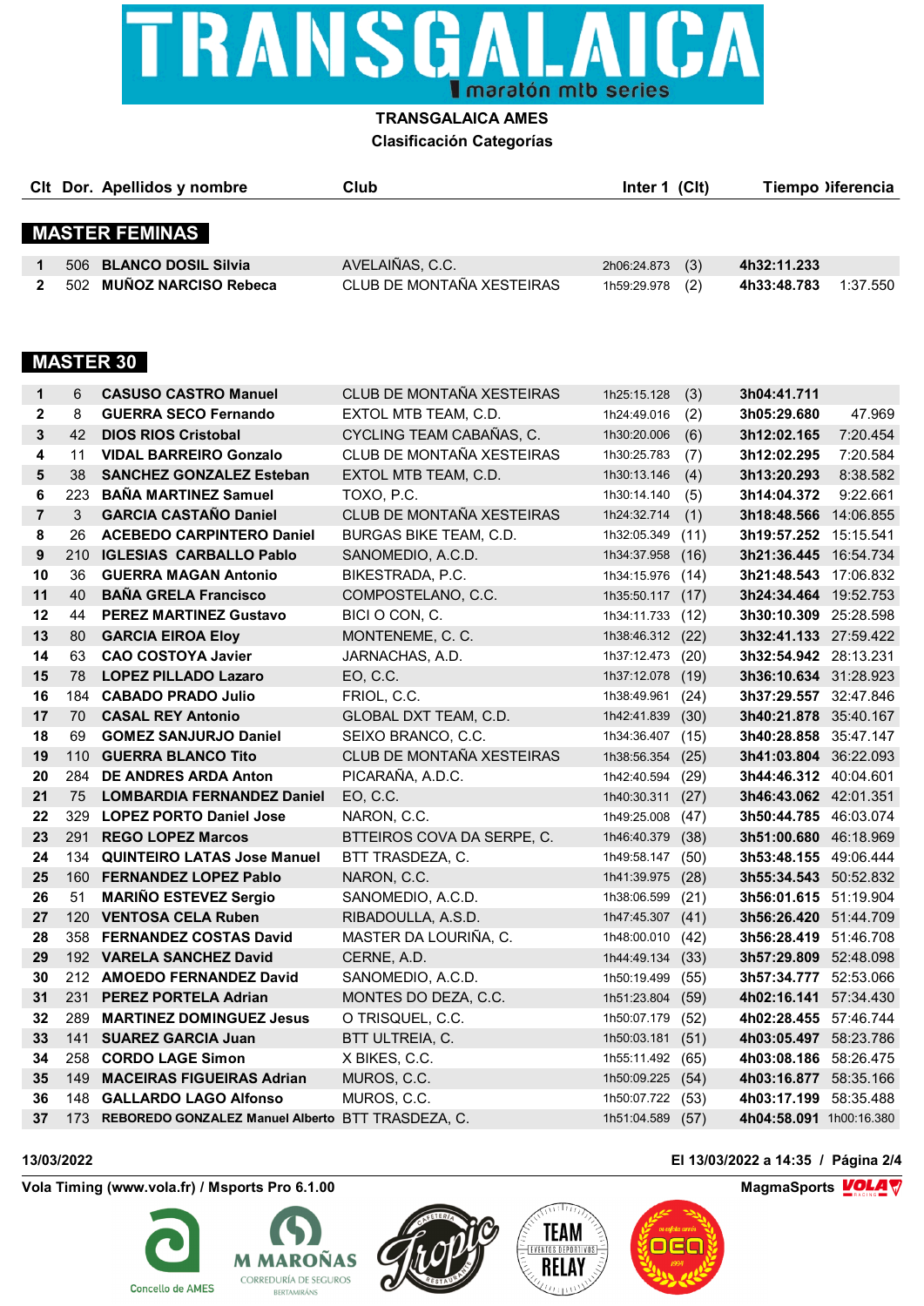# TRANSGALAICA

maratón mtb series

**TRANSGALAICA AMES**

**Clasificación Categorías**

## MASTER FEMINAS

| Clt | Dor. | Apellidos y nombre | Club | Inter 1 | (Clt) | Tiempo | Diferencia |
|---|---|---|---|---|---|---|---|
| 1 | 506 | **BLANCO DOSIL Silvia** | AVELAIÑAS, C.C. | 2h06:24.873 | (3) | **4h32:11.233** | |
| 2 | 502 | **MUÑOZ NARCISO Rebeca** | CLUB DE MONTAÑA XESTEIRAS | 1h59:29.978 | (2) | **4h33:48.783** | 1:37.550 |

## MASTER 30

| Clt | Dor. | Apellidos y nombre | Club | Inter 1 | (Clt) | Tiempo | Diferencia |
|---|---|---|---|---|---|---|---|
| 1 | 6 | **CASUSO CASTRO Manuel** | CLUB DE MONTAÑA XESTEIRAS | 1h25:15.128 | (3) | **3h04:41.711** | |
| 2 | 8 | **GUERRA SECO Fernando** | EXTOL MTB TEAM, C.D. | 1h24:49.016 | (2) | **3h05:29.680** | 47.969 |
| 3 | 42 | **DIOS RIOS Cristobal** | CYCLING TEAM CABAÑAS, C. | 1h30:20.006 | (6) | **3h12:02.165** | 7:20.454 |
| 4 | 11 | **VIDAL BARREIRO Gonzalo** | CLUB DE MONTAÑA XESTEIRAS | 1h30:25.783 | (7) | **3h12:02.295** | 7:20.584 |
| 5 | 38 | **SANCHEZ GONZALEZ Esteban** | EXTOL MTB TEAM, C.D. | 1h30:13.146 | (4) | **3h13:20.293** | 8:38.582 |
| 6 | 223 | **BAÑA MARTINEZ Samuel** | TOXO, P.C. | 1h30:14.140 | (5) | **3h14:04.372** | 9:22.661 |
| 7 | 3 | **GARCIA CASTAÑO Daniel** | CLUB DE MONTAÑA XESTEIRAS | 1h24:32.714 | (1) | **3h18:48.566** | 14:06.855 |
| 8 | 26 | **ACEBEDO CARPINTERO Daniel** | BURGAS BIKE TEAM, C.D. | 1h32:05.349 | (11) | **3h19:57.252** | 15:15.541 |
| 9 | 210 | **IGLESIAS CARBALLO Pablo** | SANOMEDIO, A.C.D. | 1h34:37.958 | (16) | **3h21:36.445** | 16:54.734 |
| 10 | 36 | **GUERRA MAGAN Antonio** | BIKESTRADA, P.C. | 1h34:15.976 | (14) | **3h21:48.543** | 17:06.832 |
| 11 | 40 | **BAÑA GRELA Francisco** | COMPOSTELANO, C.C. | 1h35:50.117 | (17) | **3h24:34.464** | 19:52.753 |
| 12 | 44 | **PEREZ MARTINEZ Gustavo** | BICI O CON, C. | 1h34:11.733 | (12) | **3h30:10.309** | 25:28.598 |
| 13 | 80 | **GARCIA EIROA Eloy** | MONTENEME, C. C. | 1h38:46.312 | (22) | **3h32:41.133** | 27:59.422 |
| 14 | 63 | **CAO COSTOYA Javier** | JARNACHAS, A.D. | 1h37:12.473 | (20) | **3h32:54.942** | 28:13.231 |
| 15 | 78 | **LOPEZ PILLADO Lazaro** | EO, C.C. | 1h37:12.078 | (19) | **3h36:10.634** | 31:28.923 |
| 16 | 184 | **CABADO PRADO Julio** | FRIOL, C.C. | 1h38:49.961 | (24) | **3h37:29.557** | 32:47.846 |
| 17 | 70 | **CASAL REY Antonio** | GLOBAL DXT TEAM, C.D. | 1h42:41.839 | (30) | **3h40:21.878** | 35:40.167 |
| 18 | 69 | **GOMEZ SANJURJO Daniel** | SEIXO BRANCO, C.C. | 1h34:36.407 | (15) | **3h40:28.858** | 35:47.147 |
| 19 | 110 | **GUERRA BLANCO Tito** | CLUB DE MONTAÑA XESTEIRAS | 1h38:56.354 | (25) | **3h41:03.804** | 36:22.093 |
| 20 | 284 | **DE ANDRES ARDA Anton** | PICARAÑA, A.D.C. | 1h42:40.594 | (29) | **3h44:46.312** | 40:04.601 |
| 21 | 75 | **LOMBARDIA FERNANDEZ Daniel** | EO, C.C. | 1h40:30.311 | (27) | **3h46:43.062** | 42:01.351 |
| 22 | 329 | **LOPEZ PORTO Daniel Jose** | NARON, C.C. | 1h49:25.008 | (47) | **3h50:44.785** | 46:03.074 |
| 23 | 291 | **REGO LOPEZ Marcos** | BTTEIROS COVA DA SERPE, C. | 1h46:40.379 | (38) | **3h51:00.680** | 46:18.969 |
| 24 | 134 | **QUINTEIRO LATAS Jose Manuel** | BTT TRASDEZA, C. | 1h49:58.147 | (50) | **3h53:48.155** | 49:06.444 |
| 25 | 160 | **FERNANDEZ LOPEZ Pablo** | NARON, C.C. | 1h41:39.975 | (28) | **3h55:34.543** | 50:52.832 |
| 26 | 51 | **MARIÑO ESTEVEZ Sergio** | SANOMEDIO, A.C.D. | 1h38:06.599 | (21) | **3h56:01.615** | 51:19.904 |
| 27 | 120 | **VENTOSA CELA Ruben** | RIBADOULLA, A.S.D. | 1h47:45.307 | (41) | **3h56:26.420** | 51:44.709 |
| 28 | 358 | **FERNANDEZ COSTAS David** | MASTER DA LOURIÑA, C. | 1h48:00.010 | (42) | **3h56:28.419** | 51:46.708 |
| 29 | 192 | **VARELA SANCHEZ David** | CERNE, A.D. | 1h44:49.134 | (33) | **3h57:29.809** | 52:48.098 |
| 30 | 212 | **AMOEDO FERNANDEZ David** | SANOMEDIO, A.C.D. | 1h50:19.499 | (55) | **3h57:34.777** | 52:53.066 |
| 31 | 231 | **PEREZ PORTELA Adrian** | MONTES DO DEZA, C.C. | 1h51:23.804 | (59) | **4h02:16.141** | 57:34.430 |
| 32 | 289 | **MARTINEZ DOMINGUEZ Jesus** | O TRISQUEL, C.C. | 1h50:07.179 | (52) | **4h02:28.455** | 57:46.744 |
| 33 | 141 | **SUAREZ GARCIA Juan** | BTT ULTREIA, C. | 1h50:03.181 | (51) | **4h03:05.497** | 58:23.786 |
| 34 | 258 | **CORDO LAGE Simon** | X BIKES, C.C. | 1h55:11.492 | (65) | **4h03:08.186** | 58:26.475 |
| 35 | 149 | **MACEIRAS FIGUEIRAS Adrian** | MUROS, C.C. | 1h50:09.225 | (54) | **4h03:16.877** | 58:35.166 |
| 36 | 148 | **GALLARDO LAGO Alfonso** | MUROS, C.C. | 1h50:07.722 | (53) | **4h03:17.199** | 58:35.488 |
| 37 | 173 | **REBOREDO GONZALEZ Manuel Alberto** | BTT TRASDEZA, C. | 1h51:04.589 | (57) | **4h04:58.091** | 1h00:16.380 |

13/03/2022 — El 13/03/2022 a 14:35

Vola Timing (www.vola.fr) / Msports Pro 6.1.00 — MagmaSports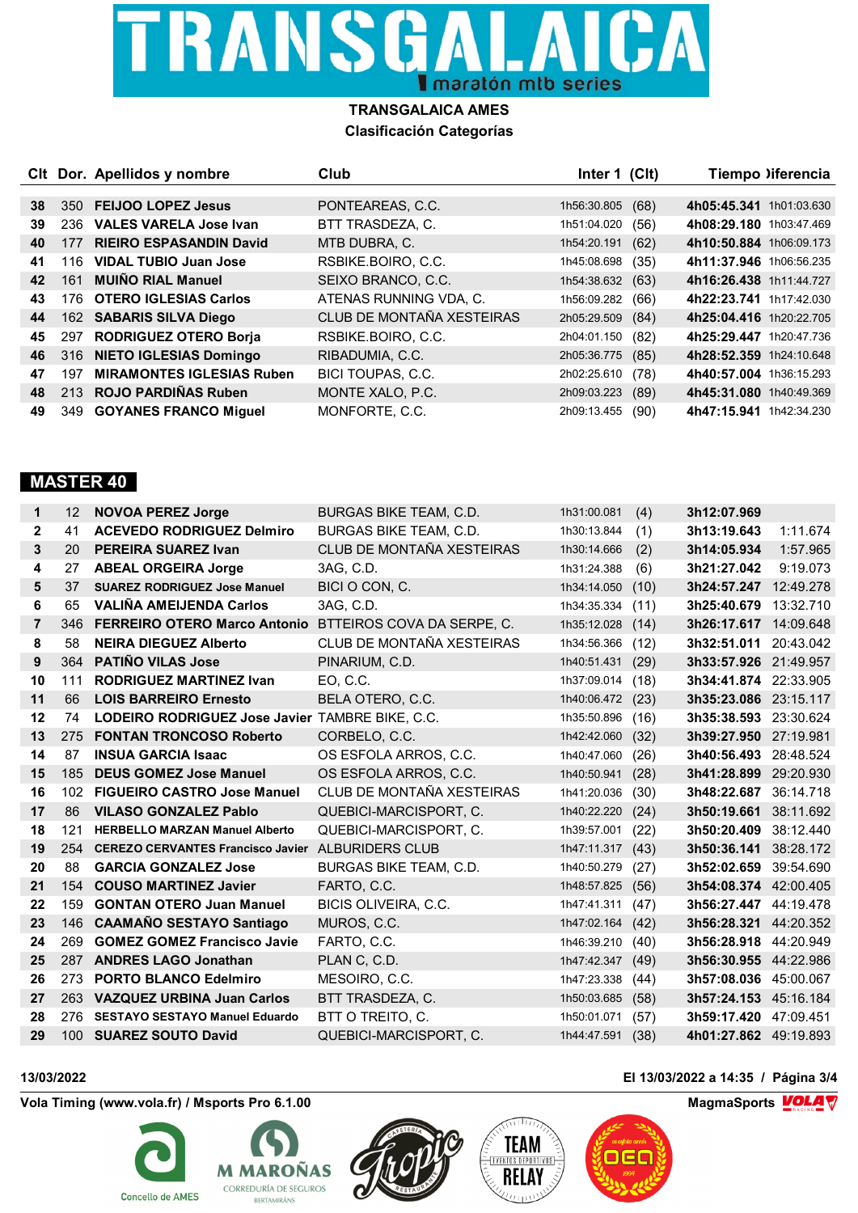# TRANSGALAICA

maratón mtb series

**TRANSGALAICA AMES**

**Clasificación Categorías**

| Clt | Dor. | Apellidos y nombre | Club | Inter 1 | (Clt) | Tiempo | Diferencia |
|---|---|---|---|---|---|---|---|
| 38 | 350 | **FEIJOO LOPEZ Jesus** | PONTEAREAS, C.C. | 1h56:30.805 | (68) | **4h05:45.341** | 1h01:03.630 |
| 39 | 236 | **VALES VARELA Jose Ivan** | BTT TRASDEZA, C. | 1h51:04.020 | (56) | **4h08:29.180** | 1h03:47.469 |
| 40 | 177 | **RIEIRO ESPASANDIN David** | MTB DUBRA, C. | 1h54:20.191 | (62) | **4h10:50.884** | 1h06:09.173 |
| 41 | 116 | **VIDAL TUBIO Juan Jose** | RSBIKE.BOIRO, C.C. | 1h45:08.698 | (35) | **4h11:37.946** | 1h06:56.235 |
| 42 | 161 | **MUIÑO RIAL Manuel** | SEIXO BRANCO, C.C. | 1h54:38.632 | (63) | **4h16:26.438** | 1h11:44.727 |
| 43 | 176 | **OTERO IGLESIAS Carlos** | ATENAS RUNNING VDA, C. | 1h56:09.282 | (66) | **4h22:23.741** | 1h17:42.030 |
| 44 | 162 | **SABARIS SILVA Diego** | CLUB DE MONTAÑA XESTEIRAS | 2h05:29.509 | (84) | **4h25:04.416** | 1h20:22.705 |
| 45 | 297 | **RODRIGUEZ OTERO Borja** | RSBIKE.BOIRO, C.C. | 2h04:01.150 | (82) | **4h25:29.447** | 1h20:47.736 |
| 46 | 316 | **NIETO IGLESIAS Domingo** | RIBADUMIA, C.C. | 2h05:36.775 | (85) | **4h28:52.359** | 1h24:10.648 |
| 47 | 197 | **MIRAMONTES IGLESIAS Ruben** | BICI TOUPAS, C.C. | 2h02:25.610 | (78) | **4h40:57.004** | 1h36:15.293 |
| 48 | 213 | **ROJO PARDIÑAS Ruben** | MONTE XALO, P.C. | 2h09:03.223 | (89) | **4h45:31.080** | 1h40:49.369 |
| 49 | 349 | **GOYANES FRANCO Miguel** | MONFORTE, C.C. | 2h09:13.455 | (90) | **4h47:15.941** | 1h42:34.230 |

## MASTER 40

| Clt | Dor. | Apellidos y nombre | Club | Inter 1 | (Clt) | Tiempo | Diferencia |
|---|---|---|---|---|---|---|---|
| 1 | 12 | **NOVOA PEREZ Jorge** | BURGAS BIKE TEAM, C.D. | 1h31:00.081 | (4) | **3h12:07.969** | |
| 2 | 41 | **ACEVEDO RODRIGUEZ Delmiro** | BURGAS BIKE TEAM, C.D. | 1h30:13.844 | (1) | **3h13:19.643** | 1:11.674 |
| 3 | 20 | **PEREIRA SUAREZ Ivan** | CLUB DE MONTAÑA XESTEIRAS | 1h30:14.666 | (2) | **3h14:05.934** | 1:57.965 |
| 4 | 27 | **ABEAL ORGEIRA Jorge** | 3AG, C.D. | 1h31:24.388 | (6) | **3h21:27.042** | 9:19.073 |
| 5 | 37 | **SUAREZ RODRIGUEZ Jose Manuel** | BICI O CON, C. | 1h34:14.050 | (10) | **3h24:57.247** | 12:49.278 |
| 6 | 65 | **VALIÑA AMEIJENDA Carlos** | 3AG, C.D. | 1h34:35.334 | (11) | **3h25:40.679** | 13:32.710 |
| 7 | 346 | **FERREIRO OTERO Marco Antonio** | BTTEIROS COVA DA SERPE, C. | 1h35:12.028 | (14) | **3h26:17.617** | 14:09.648 |
| 8 | 58 | **NEIRA DIEGUEZ Alberto** | CLUB DE MONTAÑA XESTEIRAS | 1h34:56.366 | (12) | **3h32:51.011** | 20:43.042 |
| 9 | 364 | **PATIÑO VILAS Jose** | PINARIUM, C.D. | 1h40:51.431 | (29) | **3h33:57.926** | 21:49.957 |
| 10 | 111 | **RODRIGUEZ MARTINEZ Ivan** | EO, C.C. | 1h37:09.014 | (18) | **3h34:41.874** | 22:33.905 |
| 11 | 66 | **LOIS BARREIRO Ernesto** | BELA OTERO, C.C. | 1h40:06.472 | (23) | **3h35:23.086** | 23:15.117 |
| 12 | 74 | **LODEIRO RODRIGUEZ Jose Javier** | TAMBRE BIKE, C.C. | 1h35:50.896 | (16) | **3h35:38.593** | 23:30.624 |
| 13 | 275 | **FONTAN TRONCOSO Roberto** | CORBELO, C.C. | 1h42:42.060 | (32) | **3h39:27.950** | 27:19.981 |
| 14 | 87 | **INSUA GARCIA Isaac** | OS ESFOLA ARROS, C.C. | 1h40:47.060 | (26) | **3h40:56.493** | 28:48.524 |
| 15 | 185 | **DEUS GOMEZ Jose Manuel** | OS ESFOLA ARROS, C.C. | 1h40:50.941 | (28) | **3h41:28.899** | 29:20.930 |
| 16 | 102 | **FIGUEIRO CASTRO Jose Manuel** | CLUB DE MONTAÑA XESTEIRAS | 1h41:20.036 | (30) | **3h48:22.687** | 36:14.718 |
| 17 | 86 | **VILASO GONZALEZ Pablo** | QUEBICI-MARCISPORT, C. | 1h40:22.220 | (24) | **3h50:19.661** | 38:11.692 |
| 18 | 121 | **HERBELLO MARZAN Manuel Alberto** | QUEBICI-MARCISPORT, C. | 1h39:57.001 | (22) | **3h50:20.409** | 38:12.440 |
| 19 | 254 | **CEREZO CERVANTES Francisco Javier** | ALBURIDERS CLUB | 1h47:11.317 | (43) | **3h50:36.141** | 38:28.172 |
| 20 | 88 | **GARCIA GONZALEZ Jose** | BURGAS BIKE TEAM, C.D. | 1h40:50.279 | (27) | **3h52:02.659** | 39:54.690 |
| 21 | 154 | **COUSO MARTINEZ Javier** | FARTO, C.C. | 1h48:57.825 | (56) | **3h54:08.374** | 42:00.405 |
| 22 | 159 | **GONTAN OTERO Juan Manuel** | BICIS OLIVEIRA, C.C. | 1h47:41.311 | (47) | **3h56:27.447** | 44:19.478 |
| 23 | 146 | **CAAMAÑO SESTAYO Santiago** | MUROS, C.C. | 1h47:02.164 | (42) | **3h56:28.321** | 44:20.352 |
| 24 | 269 | **GOMEZ GOMEZ Francisco Javie** | FARTO, C.C. | 1h46:39.210 | (40) | **3h56:28.918** | 44:20.949 |
| 25 | 287 | **ANDRES LAGO Jonathan** | PLAN C, C.D. | 1h47:42.347 | (49) | **3h56:30.955** | 44:22.986 |
| 26 | 273 | **PORTO BLANCO Edelmiro** | MESOIRO, C.C. | 1h47:23.338 | (44) | **3h57:08.036** | 45:00.067 |
| 27 | 263 | **VAZQUEZ URBINA Juan Carlos** | BTT TRASDEZA, C. | 1h50:03.685 | (58) | **3h57:24.153** | 45:16.184 |
| 28 | 276 | **SESTAYO SESTAYO Manuel Eduardo** | BTT O TREITO, C. | 1h50:01.071 | (57) | **3h59:17.420** | 47:09.451 |
| 29 | 100 | **SUAREZ SOUTO David** | QUEBICI-MARCISPORT, C. | 1h44:47.591 | (38) | **4h01:27.862** | 49:19.893 |

13/03/2022

El 13/03/2022 a 14:35

Vola Timing (www.vola.fr) / Msports Pro 6.1.00

MagmaSports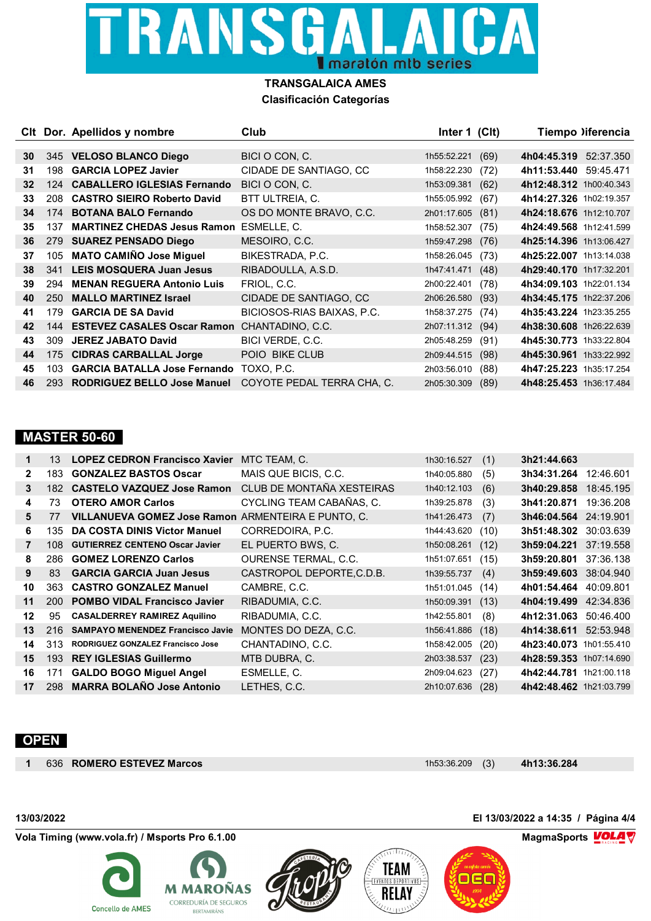# TRANSGALAICA AMES

## Clasificación Categorías

| Clt | Dor. | Apellidos y nombre | Club | Inter 1 | (Clt) | Tiempo | Diferencia |
|---|---|---|---|---|---|---|---|
| 30 | 345 | **VELOSO BLANCO Diego** | BICI O CON, C. | 1h55:52.221 | (69) | **4h04:45.319** | 52:37.350 |
| 31 | 198 | **GARCIA LOPEZ Javier** | CIDADE DE SANTIAGO, CC | 1h58:22.230 | (72) | **4h11:53.440** | 59:45.471 |
| 32 | 124 | **CABALLERO IGLESIAS Fernando** | BICI O CON, C. | 1h53:09.381 | (62) | **4h12:48.312** | 1h00:40.343 |
| 33 | 208 | **CASTRO SIEIRO Roberto David** | BTT ULTREIA, C. | 1h55:05.992 | (67) | **4h14:27.326** | 1h02:19.357 |
| 34 | 174 | **BOTANA BALO Fernando** | OS DO MONTE BRAVO, C.C. | 2h01:17.605 | (81) | **4h24:18.676** | 1h12:10.707 |
| 35 | 137 | **MARTINEZ CHEDAS Jesus Ramon** | ESMELLE, C. | 1h58:52.307 | (75) | **4h24:49.568** | 1h12:41.599 |
| 36 | 279 | **SUAREZ PENSADO Diego** | MESOIRO, C.C. | 1h59:47.298 | (76) | **4h25:14.396** | 1h13:06.427 |
| 37 | 105 | **MATO CAMIÑO Jose Miguel** | BIKESTRADA, P.C. | 1h58:26.045 | (73) | **4h25:22.007** | 1h13:14.038 |
| 38 | 341 | **LEIS MOSQUERA Juan Jesus** | RIBADOULLA, A.S.D. | 1h47:41.471 | (48) | **4h29:40.170** | 1h17:32.201 |
| 39 | 294 | **MENAN REGUERA Antonio Luis** | FRIOL, C.C. | 2h00:22.401 | (78) | **4h34:09.103** | 1h22:01.134 |
| 40 | 250 | **MALLO MARTINEZ Israel** | CIDADE DE SANTIAGO, CC | 2h06:26.580 | (93) | **4h34:45.175** | 1h22:37.206 |
| 41 | 179 | **GARCIA DE SA David** | BICIOSOS-RIAS BAIXAS, P.C. | 1h58:37.275 | (74) | **4h35:43.224** | 1h23:35.255 |
| 42 | 144 | **ESTEVEZ CASALES Oscar Ramon** | CHANTADINO, C.C. | 2h07:11.312 | (94) | **4h38:30.608** | 1h26:22.639 |
| 43 | 309 | **JEREZ JABATO David** | BICI VERDE, C.C. | 2h05:48.259 | (91) | **4h45:30.773** | 1h33:22.804 |
| 44 | 175 | **CIDRAS CARBALLAL Jorge** | POIO BIKE CLUB | 2h09:44.515 | (98) | **4h45:30.961** | 1h33:22.992 |
| 45 | 103 | **GARCIA BATALLA Jose Fernando** | TOXO, P.C. | 2h03:56.010 | (88) | **4h47:25.223** | 1h35:17.254 |
| 46 | 293 | **RODRIGUEZ BELLO Jose Manuel** | COYOTE PEDAL TERRA CHA, C. | 2h05:30.309 | (89) | **4h48:25.453** | 1h36:17.484 |

## MASTER 50-60

| Clt | Dor. | Apellidos y nombre | Club | Inter 1 | (Clt) | Tiempo | Diferencia |
|---|---|---|---|---|---|---|---|
| 1 | 13 | **LOPEZ CEDRON Francisco Xavier** | MTC TEAM, C. | 1h30:16.527 | (1) | **3h21:44.663** | |
| 2 | 183 | **GONZALEZ BASTOS Oscar** | MAIS QUE BICIS, C.C. | 1h40:05.880 | (5) | **3h34:31.264** | 12:46.601 |
| 3 | 182 | **CASTELO VAZQUEZ Jose Ramon** | CLUB DE MONTAÑA XESTEIRAS | 1h40:12.103 | (6) | **3h40:29.858** | 18:45.195 |
| 4 | 73 | **OTERO AMOR Carlos** | CYCLING TEAM CABAÑAS, C. | 1h39:25.878 | (3) | **3h41:20.871** | 19:36.208 |
| 5 | 77 | **VILLANUEVA GOMEZ Jose Ramon** | ARMENTEIRA E PUNTO, C. | 1h41:26.473 | (7) | **3h46:04.564** | 24:19.901 |
| 6 | 135 | **DA COSTA DINIS Victor Manuel** | CORREDOIRA, P.C. | 1h44:43.620 | (10) | **3h51:48.302** | 30:03.639 |
| 7 | 108 | **GUTIERREZ CENTENO Oscar Javier** | EL PUERTO BWS, C. | 1h50:08.261 | (12) | **3h59:04.221** | 37:19.558 |
| 8 | 286 | **GOMEZ LORENZO Carlos** | OURENSE TERMAL, C.C. | 1h51:07.651 | (15) | **3h59:20.801** | 37:36.138 |
| 9 | 83 | **GARCIA GARCIA Juan Jesus** | CASTROPOL DEPORTE,C.D.B. | 1h39:55.737 | (4) | **3h59:49.603** | 38:04.940 |
| 10 | 363 | **CASTRO GONZALEZ Manuel** | CAMBRE, C.C. | 1h51:01.045 | (14) | **4h01:54.464** | 40:09.801 |
| 11 | 200 | **POMBO VIDAL Francisco Javier** | RIBADUMIA, C.C. | 1h50:09.391 | (13) | **4h04:19.499** | 42:34.836 |
| 12 | 95 | **CASALDERREY RAMIREZ Aquilino** | RIBADUMIA, C.C. | 1h42:55.801 | (8) | **4h12:31.063** | 50:46.400 |
| 13 | 216 | **SAMPAYO MENENDEZ Francisco Javie** | MONTES DO DEZA, C.C. | 1h56:41.886 | (18) | **4h14:38.611** | 52:53.948 |
| 14 | 313 | **RODRIGUEZ GONZALEZ Francisco Jose** | CHANTADINO, C.C. | 1h58:42.005 | (20) | **4h23:40.073** | 1h01:55.410 |
| 15 | 193 | **REY IGLESIAS Guillermo** | MTB DUBRA, C. | 2h03:38.537 | (23) | **4h28:59.353** | 1h07:14.690 |
| 16 | 171 | **GALDO BOGO Miguel Angel** | ESMELLE, C. | 2h09:04.623 | (27) | **4h42:44.781** | 1h21:00.118 |
| 17 | 298 | **MARRA BOLAÑO Jose Antonio** | LETHES, C.C. | 2h10:07.636 | (28) | **4h42:48.462** | 1h21:03.799 |

## OPEN

| Clt | Dor. | Apellidos y nombre | Club | Inter 1 | (Clt) | Tiempo | Diferencia |
|---|---|---|---|---|---|---|---|
| 1 | 636 | **ROMERO ESTEVEZ Marcos** | | 1h53:36.209 | (3) | **4h13:36.284** | |

13/03/2022 — El 13/03/2022 a 14:35

Vola Timing (www.vola.fr) / Msports Pro 6.1.00 — MagmaSports